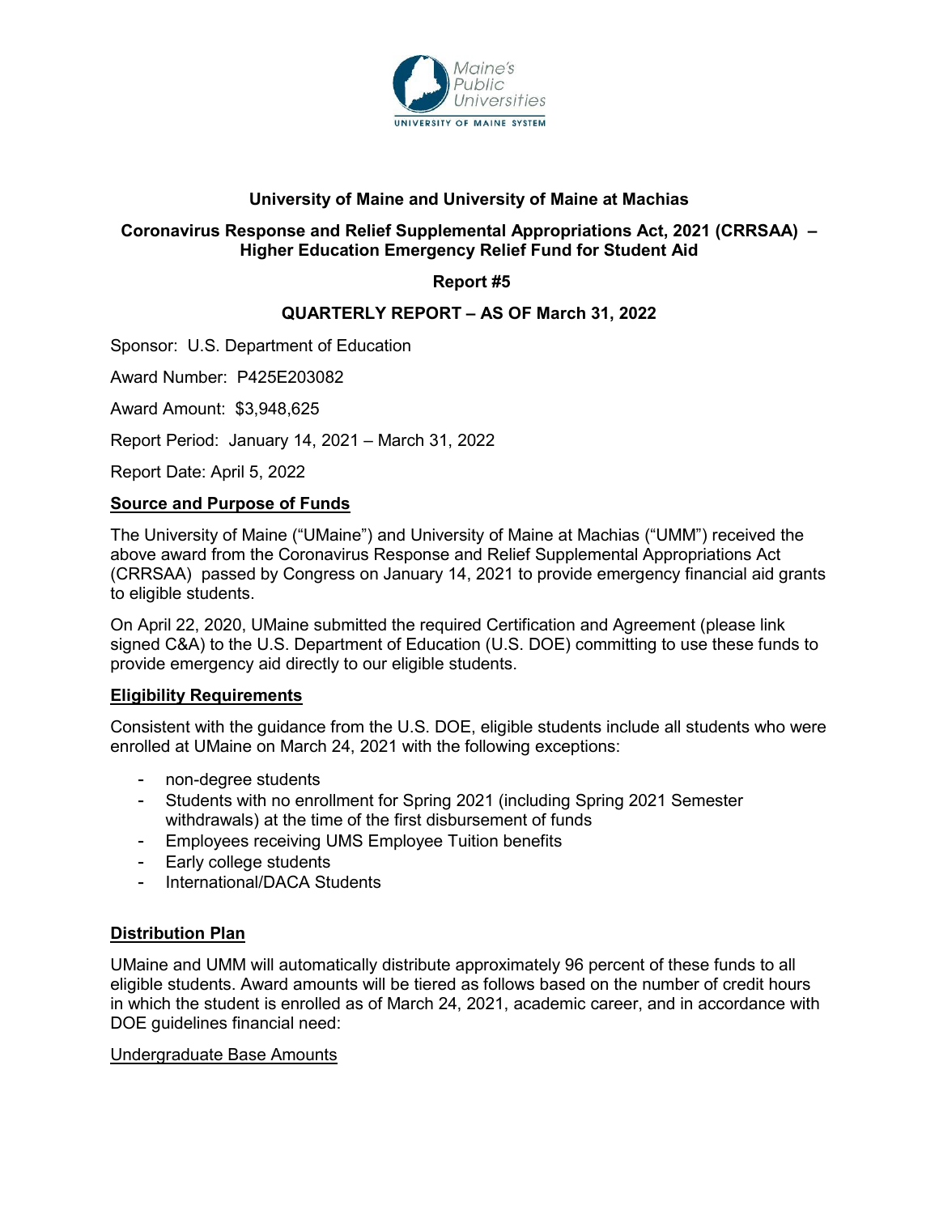**University of Maine and University of Maine at Machias**

**Coronavirus Response and Relief Supplemental Appropriations Act, 2021 (CRRSAA) – Higher Education Emergency Relief Fund for Student Aid**

**Report #5**

**QUARTERLY REPORT – AS OF March 31, 2022**

Sponsor: U.S. Department of Education

Award Number: P425E203082

Award Amount: $3,948,625

Report Period: January 14, 2021 – March 31, 2022

Report Date: April 5, 2022

## Source and Purpose of Funds

The University of Maine ("UMaine") and University of Maine at Machias ("UMM") received the above award from the Coronavirus Response and Relief Supplemental Appropriations Act (CRRSAA) passed by Congress on January 14, 2021 to provide emergency financial aid grants to eligible students.

On April 22, 2020, UMaine submitted the required Certification and Agreement (please link signed C&A) to the U.S. Department of Education (U.S. DOE) committing to use these funds to provide emergency aid directly to our eligible students.

## Eligibility Requirements

Consistent with the guidance from the U.S. DOE, eligible students include all students who were enrolled at UMaine on March 24, 2021 with the following exceptions:

- non-degree students
- Students with no enrollment for Spring 2021 (including Spring 2021 Semester withdrawals) at the time of the first disbursement of funds
- Employees receiving UMS Employee Tuition benefits
- Early college students
- International/DACA Students

## Distribution Plan

UMaine and UMM will automatically distribute approximately 96 percent of these funds to all eligible students. Award amounts will be tiered as follows based on the number of credit hours in which the student is enrolled as of March 24, 2021, academic career, and in accordance with DOE guidelines financial need:

Undergraduate Base Amounts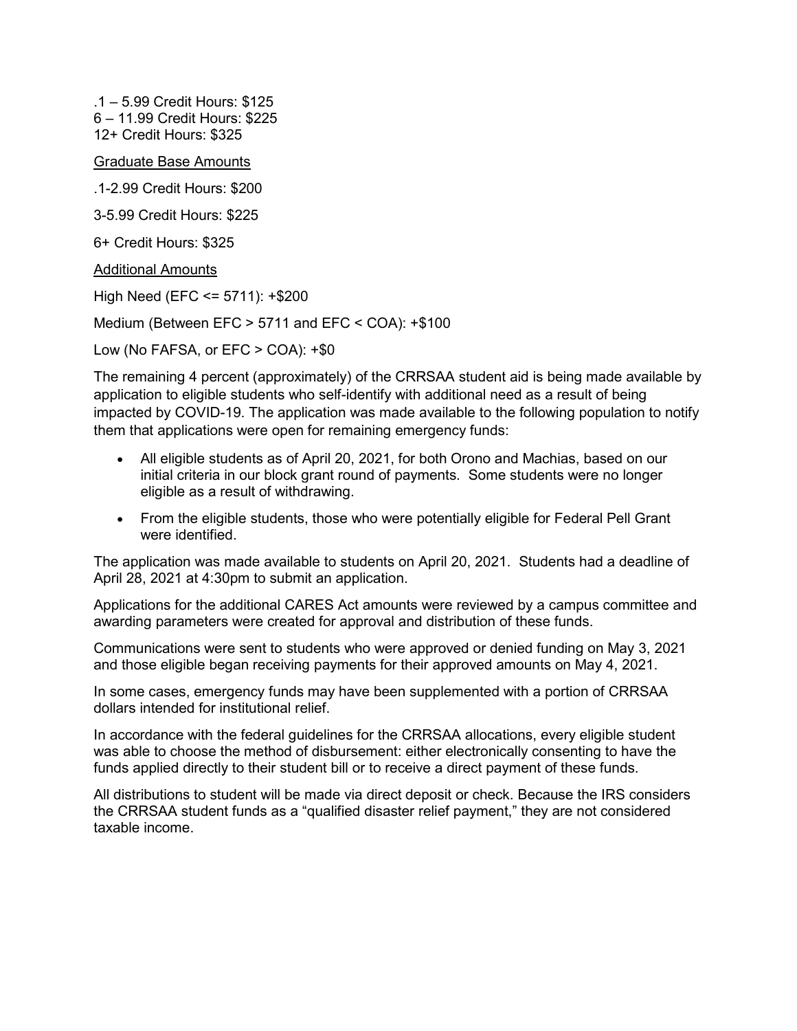.1 – 5.99 Credit Hours: $125
6 – 11.99 Credit Hours: $225
12+ Credit Hours: $325

<u>Graduate Base Amounts</u>

.1-2.99 Credit Hours: $200

3-5.99 Credit Hours: $225

6+ Credit Hours: $325

<u>Additional Amounts</u>

High Need (EFC <= 5711): +$200

Medium (Between EFC > 5711 and EFC < COA): +$100

Low (No FAFSA, or EFC > COA): +$0

The remaining 4 percent (approximately) of the CRRSAA student aid is being made available by application to eligible students who self-identify with additional need as a result of being impacted by COVID-19. The application was made available to the following population to notify them that applications were open for remaining emergency funds:

- All eligible students as of April 20, 2021, for both Orono and Machias, based on our initial criteria in our block grant round of payments. Some students were no longer eligible as a result of withdrawing.
- From the eligible students, those who were potentially eligible for Federal Pell Grant were identified.

The application was made available to students on April 20, 2021. Students had a deadline of April 28, 2021 at 4:30pm to submit an application.

Applications for the additional CARES Act amounts were reviewed by a campus committee and awarding parameters were created for approval and distribution of these funds.

Communications were sent to students who were approved or denied funding on May 3, 2021 and those eligible began receiving payments for their approved amounts on May 4, 2021.

In some cases, emergency funds may have been supplemented with a portion of CRRSAA dollars intended for institutional relief.

In accordance with the federal guidelines for the CRRSAA allocations, every eligible student was able to choose the method of disbursement: either electronically consenting to have the funds applied directly to their student bill or to receive a direct payment of these funds.

All distributions to student will be made via direct deposit or check. Because the IRS considers the CRRSAA student funds as a "qualified disaster relief payment," they are not considered taxable income.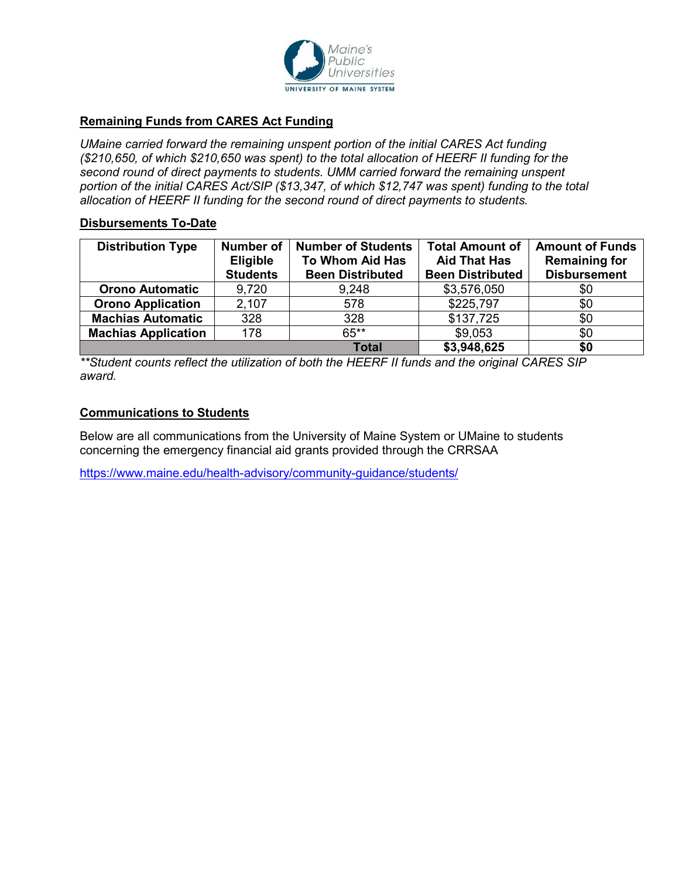## Remaining Funds from CARES Act Funding

*UMaine carried forward the remaining unspent portion of the initial CARES Act funding ($210,650, of which $210,650 was spent) to the total allocation of HEERF II funding for the second round of direct payments to students. UMM carried forward the remaining unspent portion of the initial CARES Act/SIP ($13,347, of which $12,747 was spent) funding to the total allocation of HEERF II funding for the second round of direct payments to students.*

## Disbursements To-Date

| Distribution Type | Number of Eligible Students | Number of Students To Whom Aid Has Been Distributed | Total Amount of Aid That Has Been Distributed | Amount of Funds Remaining for Disbursement |
|---|---|---|---|---|
| **Orono Automatic** | 9,720 | 9,248 | $3,576,050 | $0 |
| **Orono Application** | 2,107 | 578 | $225,797 | $0 |
| **Machias Automatic** | 328 | 328 | $137,725 | $0 |
| **Machias Application** | 178 | 65** | $9,053 | $0 |
| | | **Total** | **$3,948,625** | **$0** |

*\*\*Student counts reflect the utilization of both the HEERF II funds and the original CARES SIP award.*

## Communications to Students

Below are all communications from the University of Maine System or UMaine to students concerning the emergency financial aid grants provided through the CRRSAA

https://www.maine.edu/health-advisory/community-guidance/students/